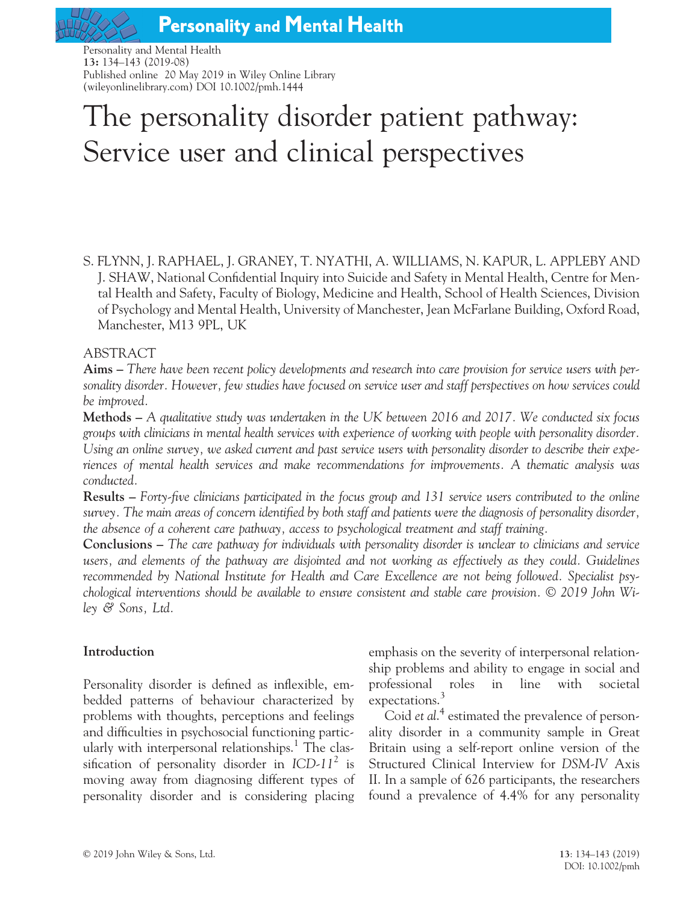# The personality disorder patient pathway: Service user and clinical perspectives

S. FLYNN, J. RAPHAEL, J. GRANEY, T. NYATHI, A. WILLIAMS, N. KAPUR, L. APPLEBY AND J. SHAW, National Confidential Inquiry into Suicide and Safety in Mental Health, Centre for Mental Health and Safety, Faculty of Biology, Medicine and Health, School of Health Sciences, Division of Psychology and Mental Health, University of Manchester, Jean McFarlane Building, Oxford Road, Manchester, M13 9PL, UK

## ABSTRACT

**Aims –** *There have been recent policy developments and research into care provision for service users with personality disorder. However, few studies have focused on service user and staff perspectives on how services could be improved.*

**Methods –** *A qualitative study was undertaken in the UK between 2016 and 2017. We conducted six focus groups with clinicians in mental health services with experience of working with people with personality disorder. Using an online survey, we asked current and past service users with personality disorder to describe their experiences of mental health services and make recommendations for improvements. A thematic analysis was conducted.*

**Results –** *Forty-five clinicians participated in the focus group and 131 service users contributed to the online survey. The main areas of concern identified by both staff and patients were the diagnosis of personality disorder, the absence of a coherent care pathway, access to psychological treatment and staff training.*

**Conclusions –** *The care pathway for individuals with personality disorder is unclear to clinicians and service users, and elements of the pathway are disjointed and not working as effectively as they could. Guidelines recommended by National Institute for Health and Care Excellence are not being followed. Specialist psychological interventions should be available to ensure consistent and stable care provision. © 2019 John Wiley & Sons, Ltd.*

## Introduction

Personality disorder is defined as inflexible, embedded patterns of behaviour characterized by problems with thoughts, perceptions and feelings and difficulties in psychosocial functioning particularly with interpersonal relationships.[1] The classification of personality disorder in *ICD-11*[2] is moving away from diagnosing different types of personality disorder and is considering placing emphasis on the severity of interpersonal relationship problems and ability to engage in social and professional roles in line with societal expectations.[3]

Coid *et al.*[4] estimated the prevalence of personality disorder in a community sample in Great Britain using a self-report online version of the Structured Clinical Interview for *DSM-IV* Axis II. In a sample of 626 participants, the researchers found a prevalence of 4.4% for any personality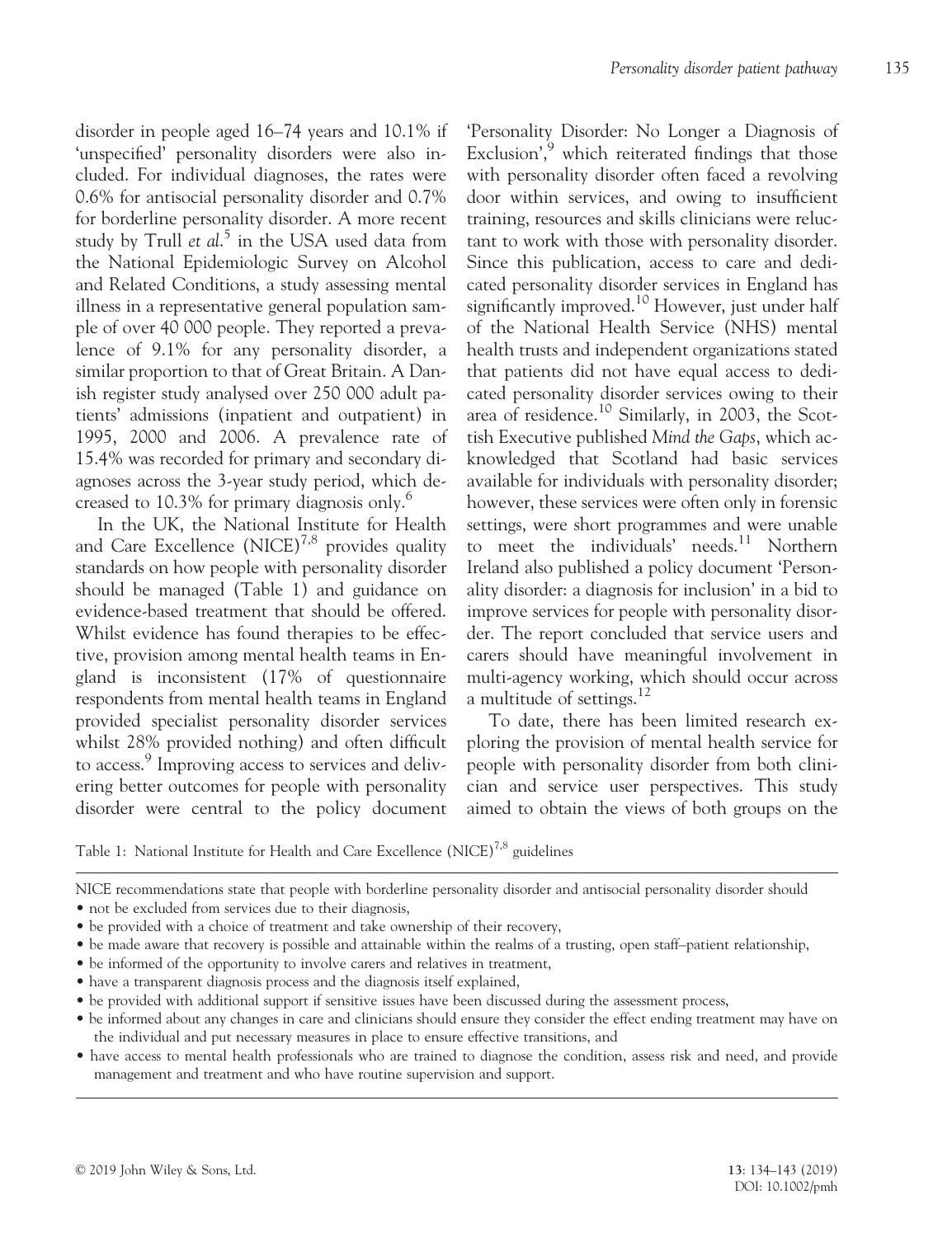disorder in people aged 16–74 years and 10.1% if 'unspecified' personality disorders were also included. For individual diagnoses, the rates were 0.6% for antisocial personality disorder and 0.7% for borderline personality disorder. A more recent study by Trull *et al.*[5] in the USA used data from the National Epidemiologic Survey on Alcohol and Related Conditions, a study assessing mental illness in a representative general population sample of over 40 000 people. They reported a prevalence of 9.1% for any personality disorder, a similar proportion to that of Great Britain. A Danish register study analysed over 250 000 adult patients' admissions (inpatient and outpatient) in 1995, 2000 and 2006. A prevalence rate of 15.4% was recorded for primary and secondary diagnoses across the 3-year study period, which decreased to 10.3% for primary diagnosis only.[6]

In the UK, the National Institute for Health and Care Excellence (NICE)[7,8] provides quality standards on how people with personality disorder should be managed (Table 1) and guidance on evidence-based treatment that should be offered. Whilst evidence has found therapies to be effective, provision among mental health teams in England is inconsistent (17% of questionnaire respondents from mental health teams in England provided specialist personality disorder services whilst 28% provided nothing) and often difficult to access.[9] Improving access to services and delivering better outcomes for people with personality disorder were central to the policy document 'Personality Disorder: No Longer a Diagnosis of Exclusion',[9] which reiterated findings that those with personality disorder often faced a revolving door within services, and owing to insufficient training, resources and skills clinicians were reluctant to work with those with personality disorder. Since this publication, access to care and dedicated personality disorder services in England has significantly improved.[10] However, just under half of the National Health Service (NHS) mental health trusts and independent organizations stated that patients did not have equal access to dedicated personality disorder services owing to their area of residence.[10] Similarly, in 2003, the Scottish Executive published *Mind the Gaps*, which acknowledged that Scotland had basic services available for individuals with personality disorder; however, these services were often only in forensic settings, were short programmes and were unable to meet the individuals' needs.[11] Northern Ireland also published a policy document 'Personality disorder: a diagnosis for inclusion' in a bid to improve services for people with personality disorder. The report concluded that service users and carers should have meaningful involvement in multi-agency working, which should occur across a multitude of settings.[12]

To date, there has been limited research exploring the provision of mental health service for people with personality disorder from both clinician and service user perspectives. This study aimed to obtain the views of both groups on the

Table 1: National Institute for Health and Care Excellence (NICE)[7,8] guidelines

NICE recommendations state that people with borderline personality disorder and antisocial personality disorder should

- not be excluded from services due to their diagnosis,
- be provided with a choice of treatment and take ownership of their recovery,
- be made aware that recovery is possible and attainable within the realms of a trusting, open staff–patient relationship,
- be informed of the opportunity to involve carers and relatives in treatment,
- have a transparent diagnosis process and the diagnosis itself explained,
- be provided with additional support if sensitive issues have been discussed during the assessment process,
- be informed about any changes in care and clinicians should ensure they consider the effect ending treatment may have on the individual and put necessary measures in place to ensure effective transitions, and
- have access to mental health professionals who are trained to diagnose the condition, assess risk and need, and provide management and treatment and who have routine supervision and support.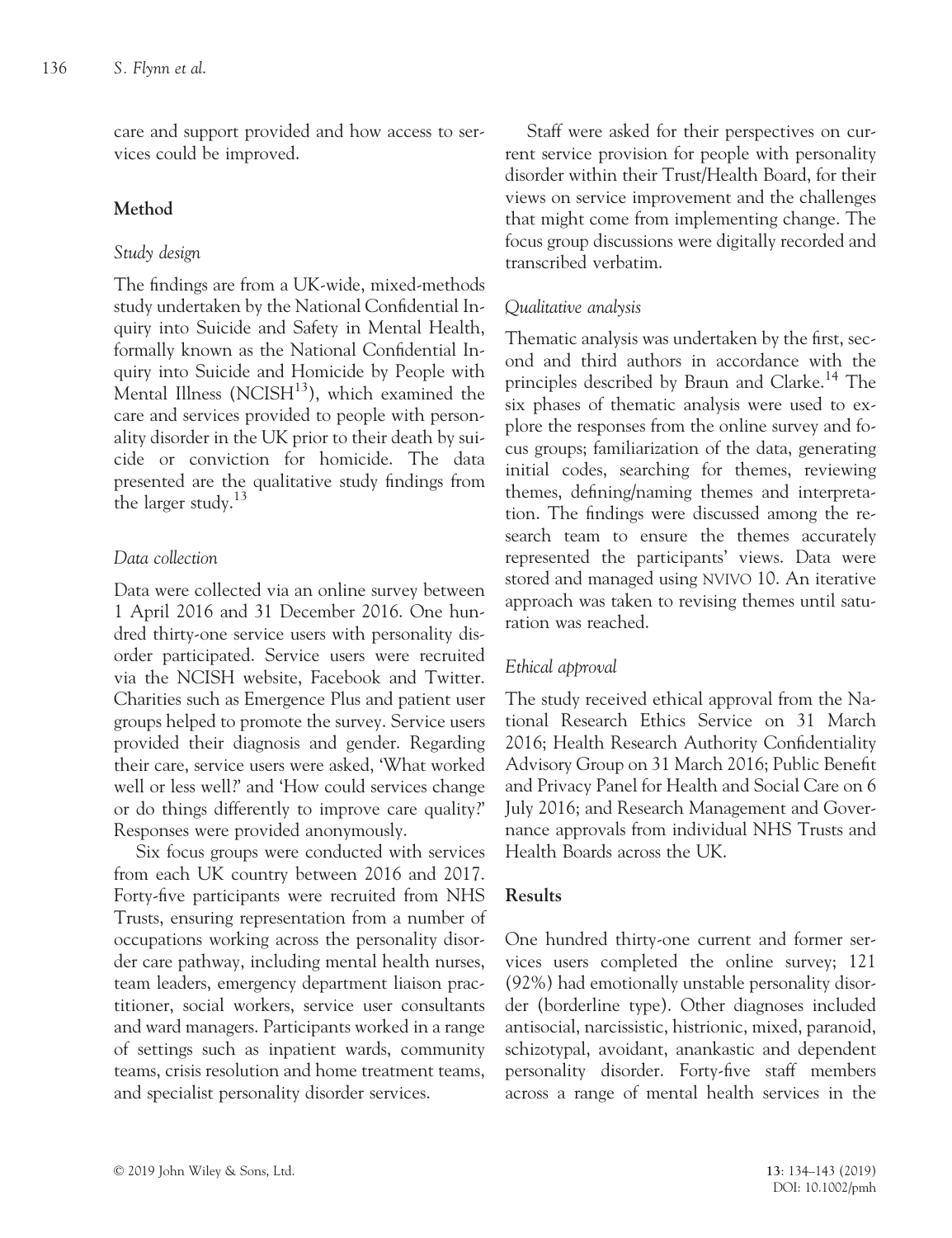care and support provided and how access to services could be improved.

## Method

### *Study design*

The findings are from a UK-wide, mixed-methods study undertaken by the National Confidential Inquiry into Suicide and Safety in Mental Health, formally known as the National Confidential Inquiry into Suicide and Homicide by People with Mental Illness (NCISH[13]), which examined the care and services provided to people with personality disorder in the UK prior to their death by suicide or conviction for homicide. The data presented are the qualitative study findings from the larger study.[13]

### *Data collection*

Data were collected via an online survey between 1 April 2016 and 31 December 2016. One hundred thirty-one service users with personality disorder participated. Service users were recruited via the NCISH website, Facebook and Twitter. Charities such as Emergence Plus and patient user groups helped to promote the survey. Service users provided their diagnosis and gender. Regarding their care, service users were asked, 'What worked well or less well?' and 'How could services change or do things differently to improve care quality?' Responses were provided anonymously.

Six focus groups were conducted with services from each UK country between 2016 and 2017. Forty-five participants were recruited from NHS Trusts, ensuring representation from a number of occupations working across the personality disorder care pathway, including mental health nurses, team leaders, emergency department liaison practitioner, social workers, service user consultants and ward managers. Participants worked in a range of settings such as inpatient wards, community teams, crisis resolution and home treatment teams, and specialist personality disorder services.

Staff were asked for their perspectives on current service provision for people with personality disorder within their Trust/Health Board, for their views on service improvement and the challenges that might come from implementing change. The focus group discussions were digitally recorded and transcribed verbatim.

### *Qualitative analysis*

Thematic analysis was undertaken by the first, second and third authors in accordance with the principles described by Braun and Clarke.[14] The six phases of thematic analysis were used to explore the responses from the online survey and focus groups; familiarization of the data, generating initial codes, searching for themes, reviewing themes, defining/naming themes and interpretation. The findings were discussed among the research team to ensure the themes accurately represented the participants' views. Data were stored and managed using NVIVO 10. An iterative approach was taken to revising themes until saturation was reached.

### *Ethical approval*

The study received ethical approval from the National Research Ethics Service on 31 March 2016; Health Research Authority Confidentiality Advisory Group on 31 March 2016; Public Benefit and Privacy Panel for Health and Social Care on 6 July 2016; and Research Management and Governance approvals from individual NHS Trusts and Health Boards across the UK.

## Results

One hundred thirty-one current and former services users completed the online survey; 121 (92%) had emotionally unstable personality disorder (borderline type). Other diagnoses included antisocial, narcissistic, histrionic, mixed, paranoid, schizotypal, avoidant, anankastic and dependent personality disorder. Forty-five staff members across a range of mental health services in the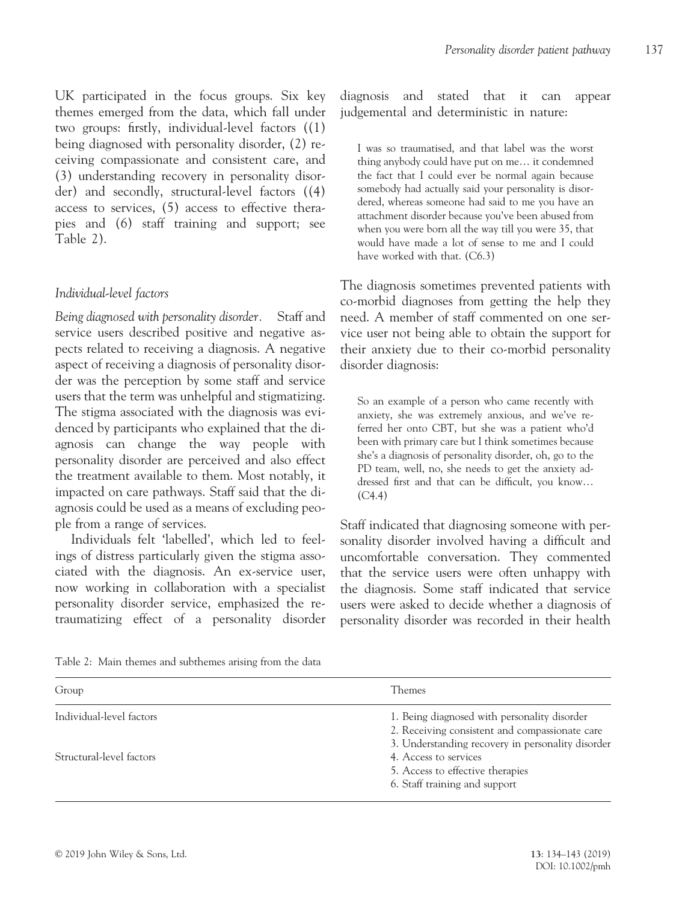UK participated in the focus groups. Six key themes emerged from the data, which fall under two groups: firstly, individual-level factors ((1) being diagnosed with personality disorder, (2) receiving compassionate and consistent care, and (3) understanding recovery in personality disorder) and secondly, structural-level factors ((4) access to services, (5) access to effective therapies and (6) staff training and support; see Table 2).

### *Individual-level factors*

*Being diagnosed with personality disorder*. Staff and service users described positive and negative aspects related to receiving a diagnosis. A negative aspect of receiving a diagnosis of personality disorder was the perception by some staff and service users that the term was unhelpful and stigmatizing. The stigma associated with the diagnosis was evidenced by participants who explained that the diagnosis can change the way people with personality disorder are perceived and also effect the treatment available to them. Most notably, it impacted on care pathways. Staff said that the diagnosis could be used as a means of excluding people from a range of services.

Individuals felt 'labelled', which led to feelings of distress particularly given the stigma associated with the diagnosis. An ex-service user, now working in collaboration with a specialist personality disorder service, emphasized the re-traumatizing effect of a personality disorder diagnosis and stated that it can appear judgemental and deterministic in nature:

> I was so traumatised, and that label was the worst thing anybody could have put on me… it condemned the fact that I could ever be normal again because somebody had actually said your personality is disordered, whereas someone had said to me you have an attachment disorder because you've been abused from when you were born all the way till you were 35, that would have made a lot of sense to me and I could have worked with that. (C6.3)

The diagnosis sometimes prevented patients with co-morbid diagnoses from getting the help they need. A member of staff commented on one service user not being able to obtain the support for their anxiety due to their co-morbid personality disorder diagnosis:

> So an example of a person who came recently with anxiety, she was extremely anxious, and we've referred her onto CBT, but she was a patient who'd been with primary care but I think sometimes because she's a diagnosis of personality disorder, oh, go to the PD team, well, no, she needs to get the anxiety addressed first and that can be difficult, you know… (C4.4)

Staff indicated that diagnosing someone with personality disorder involved having a difficult and uncomfortable conversation. They commented that the service users were often unhappy with the diagnosis. Some staff indicated that service users were asked to decide whether a diagnosis of personality disorder was recorded in their health

Table 2: Main themes and subthemes arising from the data

| Group | Themes |
|---|---|
| Individual-level factors | 1. Being diagnosed with personality disorder<br>2. Receiving consistent and compassionate care<br>3. Understanding recovery in personality disorder |
| Structural-level factors | 4. Access to services<br>5. Access to effective therapies<br>6. Staff training and support |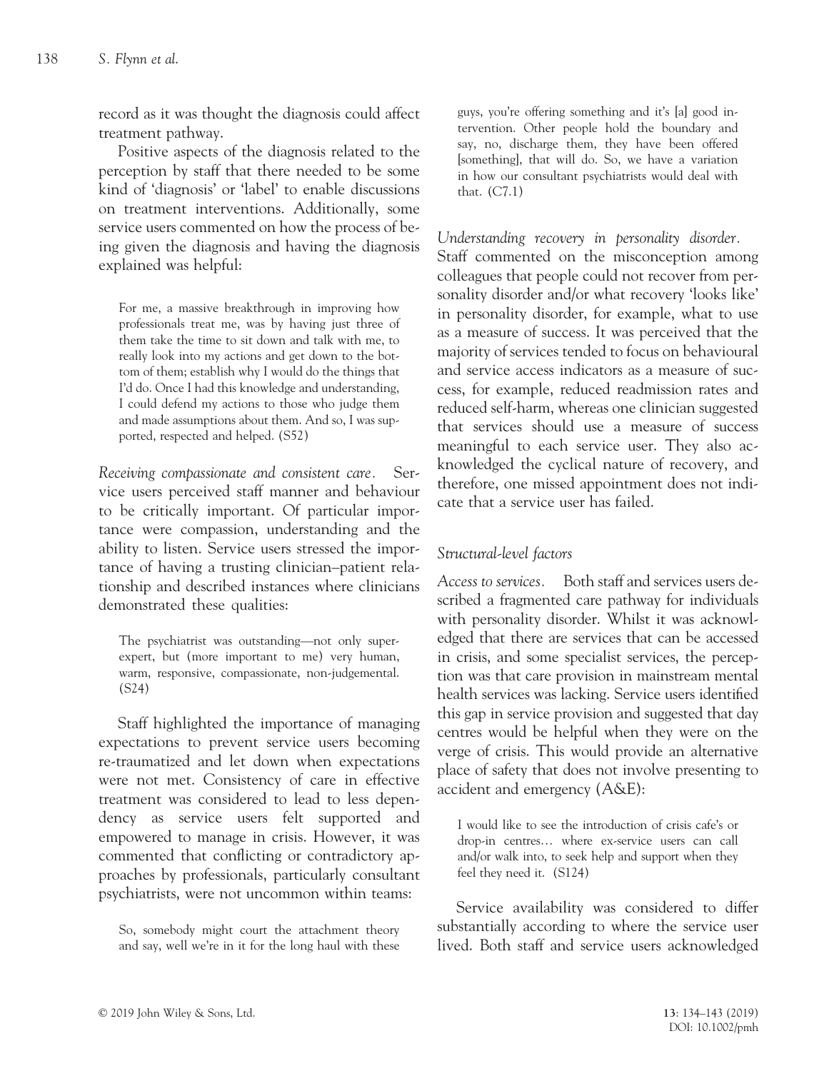record as it was thought the diagnosis could affect treatment pathway.

Positive aspects of the diagnosis related to the perception by staff that there needed to be some kind of 'diagnosis' or 'label' to enable discussions on treatment interventions. Additionally, some service users commented on how the process of being given the diagnosis and having the diagnosis explained was helpful:

> For me, a massive breakthrough in improving how professionals treat me, was by having just three of them take the time to sit down and talk with me, to really look into my actions and get down to the bottom of them; establish why I would do the things that I'd do. Once I had this knowledge and understanding, I could defend my actions to those who judge them and made assumptions about them. And so, I was supported, respected and helped. (S52)

*Receiving compassionate and consistent care.* Service users perceived staff manner and behaviour to be critically important. Of particular importance were compassion, understanding and the ability to listen. Service users stressed the importance of having a trusting clinician–patient relationship and described instances where clinicians demonstrated these qualities:

> The psychiatrist was outstanding—not only super-expert, but (more important to me) very human, warm, responsive, compassionate, non-judgemental. (S24)

Staff highlighted the importance of managing expectations to prevent service users becoming re-traumatized and let down when expectations were not met. Consistency of care in effective treatment was considered to lead to less dependency as service users felt supported and empowered to manage in crisis. However, it was commented that conflicting or contradictory approaches by professionals, particularly consultant psychiatrists, were not uncommon within teams:

> So, somebody might court the attachment theory and say, well we're in it for the long haul with these guys, you're offering something and it's [a] good intervention. Other people hold the boundary and say, no, discharge them, they have been offered [something], that will do. So, we have a variation in how our consultant psychiatrists would deal with that. (C7.1)

*Understanding recovery in personality disorder.* Staff commented on the misconception among colleagues that people could not recover from personality disorder and/or what recovery 'looks like' in personality disorder, for example, what to use as a measure of success. It was perceived that the majority of services tended to focus on behavioural and service access indicators as a measure of success, for example, reduced readmission rates and reduced self-harm, whereas one clinician suggested that services should use a measure of success meaningful to each service user. They also acknowledged the cyclical nature of recovery, and therefore, one missed appointment does not indicate that a service user has failed.

### *Structural-level factors*

*Access to services.* Both staff and services users described a fragmented care pathway for individuals with personality disorder. Whilst it was acknowledged that there are services that can be accessed in crisis, and some specialist services, the perception was that care provision in mainstream mental health services was lacking. Service users identified this gap in service provision and suggested that day centres would be helpful when they were on the verge of crisis. This would provide an alternative place of safety that does not involve presenting to accident and emergency (A&E):

> I would like to see the introduction of crisis cafe's or drop-in centres… where ex-service users can call and/or walk into, to seek help and support when they feel they need it. (S124)

Service availability was considered to differ substantially according to where the service user lived. Both staff and service users acknowledged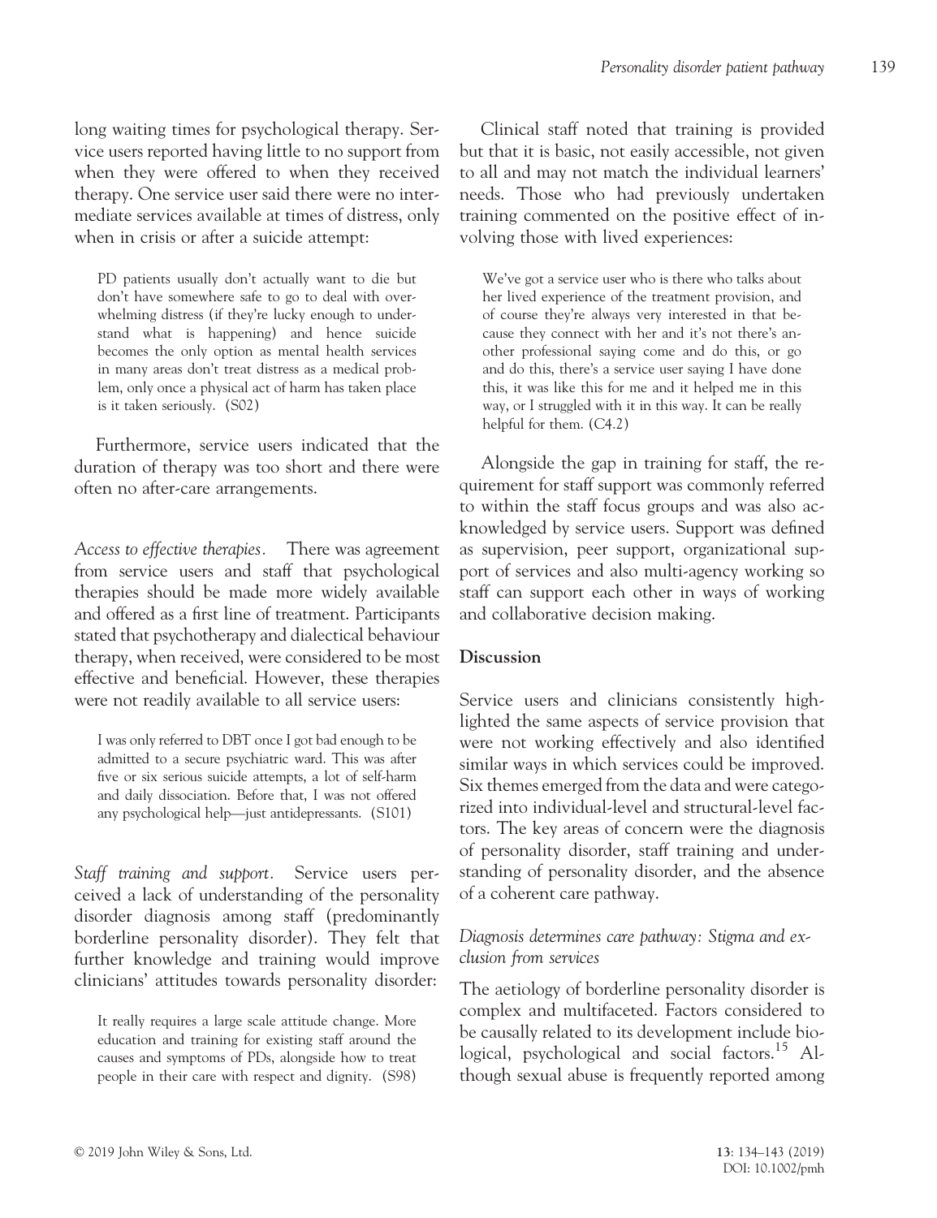long waiting times for psychological therapy. Service users reported having little to no support from when they were offered to when they received therapy. One service user said there were no intermediate services available at times of distress, only when in crisis or after a suicide attempt:

> PD patients usually don't actually want to die but don't have somewhere safe to go to deal with overwhelming distress (if they're lucky enough to understand what is happening) and hence suicide becomes the only option as mental health services in many areas don't treat distress as a medical problem, only once a physical act of harm has taken place is it taken seriously. (S02)

Furthermore, service users indicated that the duration of therapy was too short and there were often no after-care arrangements.

*Access to effective therapies.* There was agreement from service users and staff that psychological therapies should be made more widely available and offered as a first line of treatment. Participants stated that psychotherapy and dialectical behaviour therapy, when received, were considered to be most effective and beneficial. However, these therapies were not readily available to all service users:

> I was only referred to DBT once I got bad enough to be admitted to a secure psychiatric ward. This was after five or six serious suicide attempts, a lot of self-harm and daily dissociation. Before that, I was not offered any psychological help—just antidepressants. (S101)

*Staff training and support.* Service users perceived a lack of understanding of the personality disorder diagnosis among staff (predominantly borderline personality disorder). They felt that further knowledge and training would improve clinicians' attitudes towards personality disorder:

> It really requires a large scale attitude change. More education and training for existing staff around the causes and symptoms of PDs, alongside how to treat people in their care with respect and dignity. (S98)

Clinical staff noted that training is provided but that it is basic, not easily accessible, not given to all and may not match the individual learners' needs. Those who had previously undertaken training commented on the positive effect of involving those with lived experiences:

> We've got a service user who is there who talks about her lived experience of the treatment provision, and of course they're always very interested in that because they connect with her and it's not there's another professional saying come and do this, or go and do this, there's a service user saying I have done this, it was like this for me and it helped me in this way, or I struggled with it in this way. It can be really helpful for them. (C4.2)

Alongside the gap in training for staff, the requirement for staff support was commonly referred to within the staff focus groups and was also acknowledged by service users. Support was defined as supervision, peer support, organizational support of services and also multi-agency working so staff can support each other in ways of working and collaborative decision making.

## Discussion

Service users and clinicians consistently highlighted the same aspects of service provision that were not working effectively and also identified similar ways in which services could be improved. Six themes emerged from the data and were categorized into individual-level and structural-level factors. The key areas of concern were the diagnosis of personality disorder, staff training and understanding of personality disorder, and the absence of a coherent care pathway.

### *Diagnosis determines care pathway: Stigma and exclusion from services*

The aetiology of borderline personality disorder is complex and multifaceted. Factors considered to be causally related to its development include biological, psychological and social factors.[15] Although sexual abuse is frequently reported among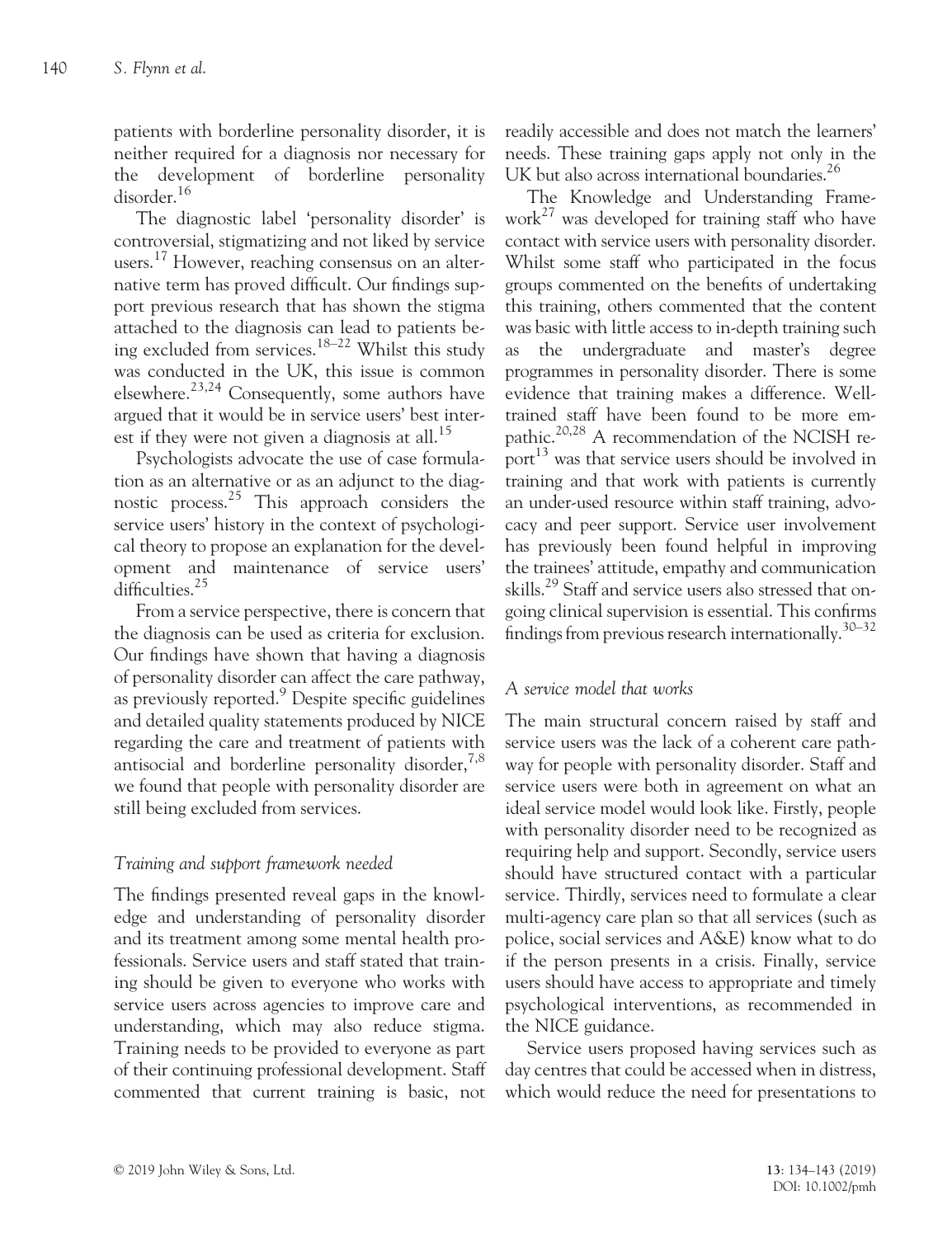patients with borderline personality disorder, it is neither required for a diagnosis nor necessary for the development of borderline personality disorder.[16]

The diagnostic label 'personality disorder' is controversial, stigmatizing and not liked by service users.[17] However, reaching consensus on an alternative term has proved difficult. Our findings support previous research that has shown the stigma attached to the diagnosis can lead to patients being excluded from services.[18–22] Whilst this study was conducted in the UK, this issue is common elsewhere.[23,24] Consequently, some authors have argued that it would be in service users' best interest if they were not given a diagnosis at all.[15]

Psychologists advocate the use of case formulation as an alternative or as an adjunct to the diagnostic process.[25] This approach considers the service users' history in the context of psychological theory to propose an explanation for the development and maintenance of service users' difficulties.[25]

From a service perspective, there is concern that the diagnosis can be used as criteria for exclusion. Our findings have shown that having a diagnosis of personality disorder can affect the care pathway, as previously reported.[9] Despite specific guidelines and detailed quality statements produced by NICE regarding the care and treatment of patients with antisocial and borderline personality disorder,[7,8] we found that people with personality disorder are still being excluded from services.

### *Training and support framework needed*

The findings presented reveal gaps in the knowledge and understanding of personality disorder and its treatment among some mental health professionals. Service users and staff stated that training should be given to everyone who works with service users across agencies to improve care and understanding, which may also reduce stigma. Training needs to be provided to everyone as part of their continuing professional development. Staff commented that current training is basic, not readily accessible and does not match the learners' needs. These training gaps apply not only in the UK but also across international boundaries.[26]

The Knowledge and Understanding Framework[27] was developed for training staff who have contact with service users with personality disorder. Whilst some staff who participated in the focus groups commented on the benefits of undertaking this training, others commented that the content was basic with little access to in-depth training such as the undergraduate and master's degree programmes in personality disorder. There is some evidence that training makes a difference. Well-trained staff have been found to be more empathic.[20,28] A recommendation of the NCISH report[13] was that service users should be involved in training and that work with patients is currently an under-used resource within staff training, advocacy and peer support. Service user involvement has previously been found helpful in improving the trainees' attitude, empathy and communication skills.[29] Staff and service users also stressed that ongoing clinical supervision is essential. This confirms findings from previous research internationally.[30–32]

### *A service model that works*

The main structural concern raised by staff and service users was the lack of a coherent care pathway for people with personality disorder. Staff and service users were both in agreement on what an ideal service model would look like. Firstly, people with personality disorder need to be recognized as requiring help and support. Secondly, service users should have structured contact with a particular service. Thirdly, services need to formulate a clear multi-agency care plan so that all services (such as police, social services and A&E) know what to do if the person presents in a crisis. Finally, service users should have access to appropriate and timely psychological interventions, as recommended in the NICE guidance.

Service users proposed having services such as day centres that could be accessed when in distress, which would reduce the need for presentations to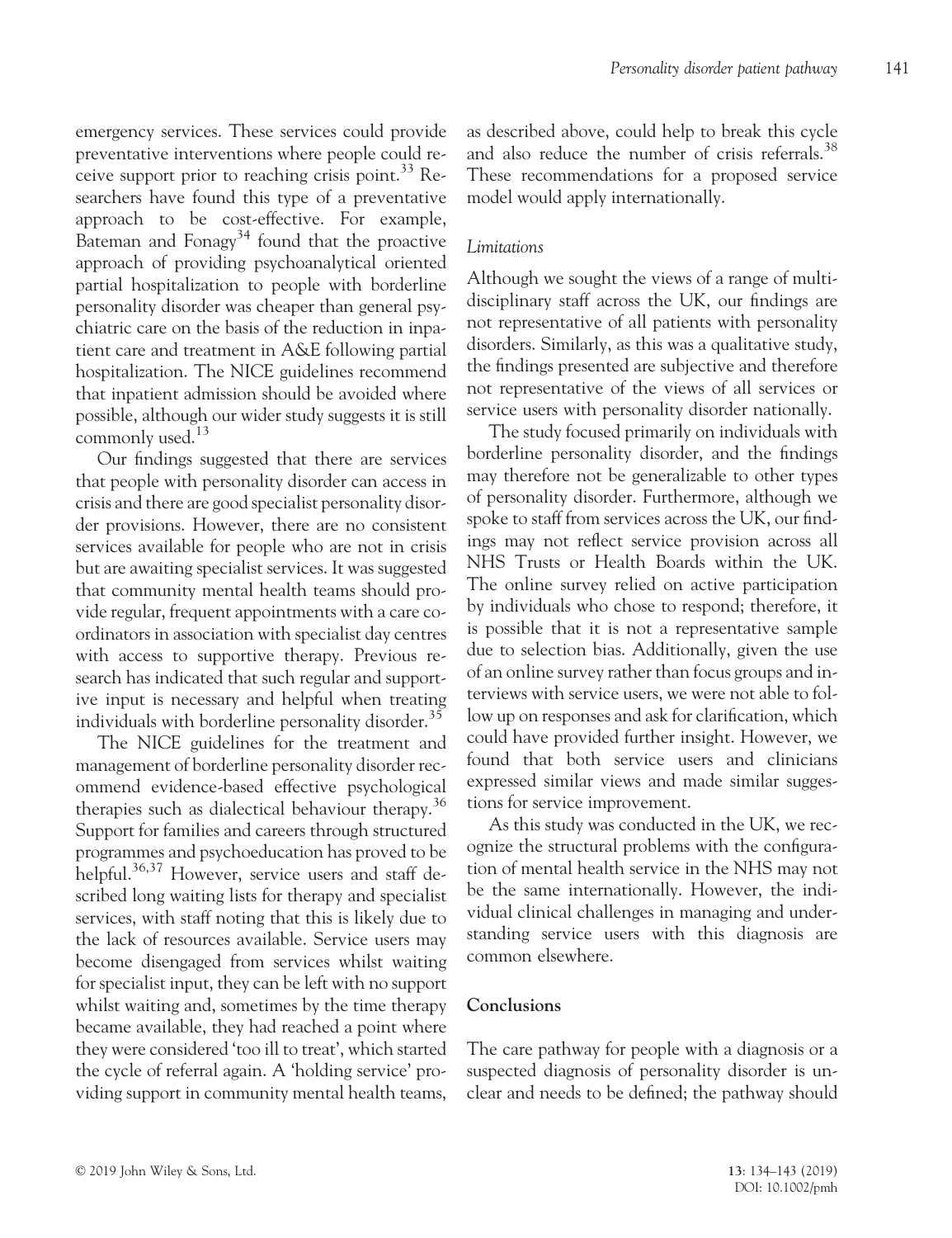emergency services. These services could provide preventative interventions where people could receive support prior to reaching crisis point.[33] Researchers have found this type of a preventative approach to be cost-effective. For example, Bateman and Fonagy[34] found that the proactive approach of providing psychoanalytical oriented partial hospitalization to people with borderline personality disorder was cheaper than general psychiatric care on the basis of the reduction in inpatient care and treatment in A&E following partial hospitalization. The NICE guidelines recommend that inpatient admission should be avoided where possible, although our wider study suggests it is still commonly used.[13]

Our findings suggested that there are services that people with personality disorder can access in crisis and there are good specialist personality disorder provisions. However, there are no consistent services available for people who are not in crisis but are awaiting specialist services. It was suggested that community mental health teams should provide regular, frequent appointments with a care co-ordinators in association with specialist day centres with access to supportive therapy. Previous research has indicated that such regular and supportive input is necessary and helpful when treating individuals with borderline personality disorder.[35]

The NICE guidelines for the treatment and management of borderline personality disorder recommend evidence-based effective psychological therapies such as dialectical behaviour therapy.[36] Support for families and careers through structured programmes and psychoeducation has proved to be helpful.[36,37] However, service users and staff described long waiting lists for therapy and specialist services, with staff noting that this is likely due to the lack of resources available. Service users may become disengaged from services whilst waiting for specialist input, they can be left with no support whilst waiting and, sometimes by the time therapy became available, they had reached a point where they were considered 'too ill to treat', which started the cycle of referral again. A 'holding service' providing support in community mental health teams, as described above, could help to break this cycle and also reduce the number of crisis referrals.[38] These recommendations for a proposed service model would apply internationally.

### *Limitations*

Although we sought the views of a range of multidisciplinary staff across the UK, our findings are not representative of all patients with personality disorders. Similarly, as this was a qualitative study, the findings presented are subjective and therefore not representative of the views of all services or service users with personality disorder nationally.

The study focused primarily on individuals with borderline personality disorder, and the findings may therefore not be generalizable to other types of personality disorder. Furthermore, although we spoke to staff from services across the UK, our findings may not reflect service provision across all NHS Trusts or Health Boards within the UK. The online survey relied on active participation by individuals who chose to respond; therefore, it is possible that it is not a representative sample due to selection bias. Additionally, given the use of an online survey rather than focus groups and interviews with service users, we were not able to follow up on responses and ask for clarification, which could have provided further insight. However, we found that both service users and clinicians expressed similar views and made similar suggestions for service improvement.

As this study was conducted in the UK, we recognize the structural problems with the configuration of mental health service in the NHS may not be the same internationally. However, the individual clinical challenges in managing and understanding service users with this diagnosis are common elsewhere.

## Conclusions

The care pathway for people with a diagnosis or a suspected diagnosis of personality disorder is unclear and needs to be defined; the pathway should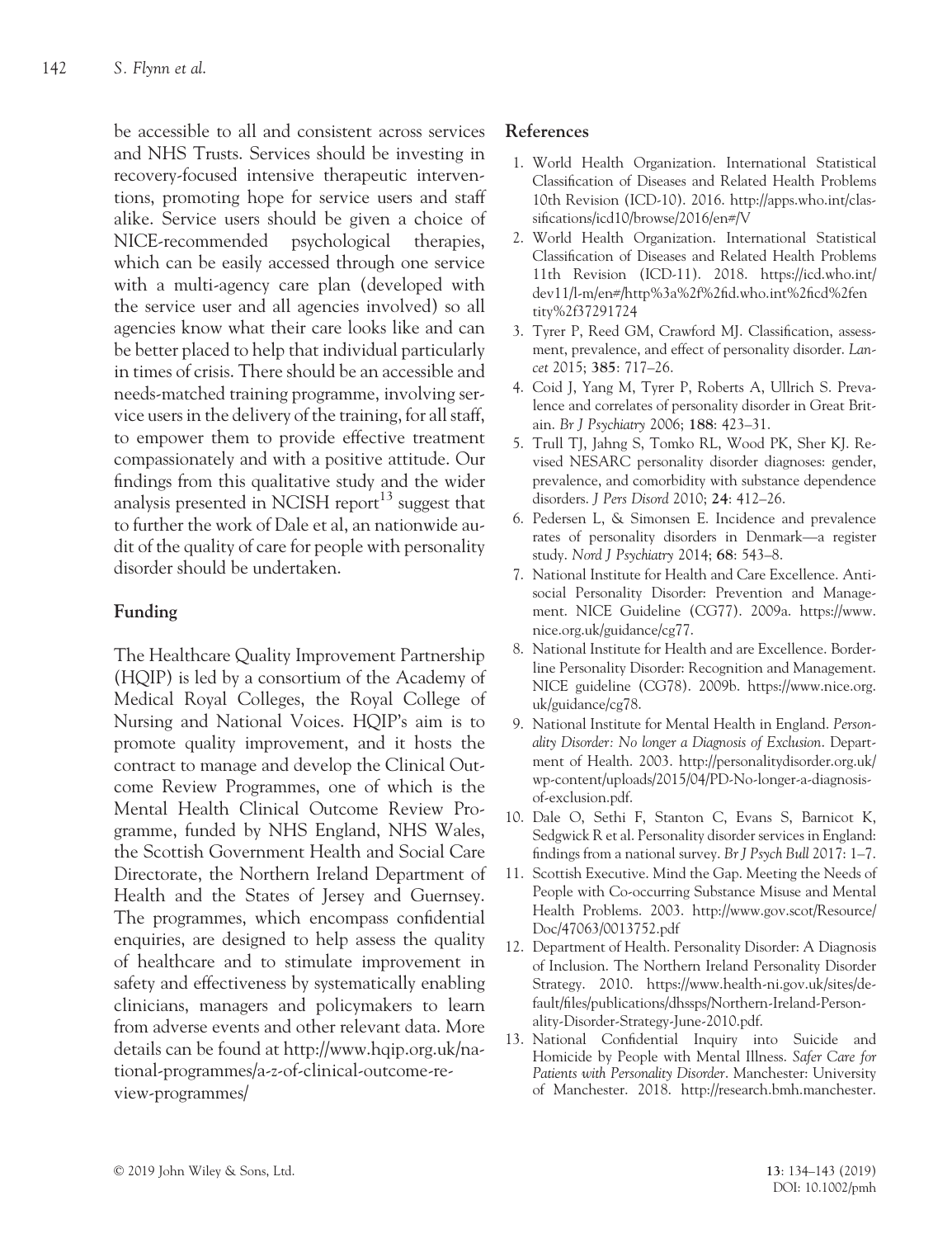be accessible to all and consistent across services and NHS Trusts. Services should be investing in recovery-focused intensive therapeutic interventions, promoting hope for service users and staff alike. Service users should be given a choice of NICE-recommended psychological therapies, which can be easily accessed through one service with a multi-agency care plan (developed with the service user and all agencies involved) so all agencies know what their care looks like and can be better placed to help that individual particularly in times of crisis. There should be an accessible and needs-matched training programme, involving service users in the delivery of the training, for all staff, to empower them to provide effective treatment compassionately and with a positive attitude. Our findings from this qualitative study and the wider analysis presented in NCISH report[13] suggest that to further the work of Dale et al, an nationwide audit of the quality of care for people with personality disorder should be undertaken.

## Funding

The Healthcare Quality Improvement Partnership (HQIP) is led by a consortium of the Academy of Medical Royal Colleges, the Royal College of Nursing and National Voices. HQIP's aim is to promote quality improvement, and it hosts the contract to manage and develop the Clinical Outcome Review Programmes, one of which is the Mental Health Clinical Outcome Review Programme, funded by NHS England, NHS Wales, the Scottish Government Health and Social Care Directorate, the Northern Ireland Department of Health and the States of Jersey and Guernsey. The programmes, which encompass confidential enquiries, are designed to help assess the quality of healthcare and to stimulate improvement in safety and effectiveness by systematically enabling clinicians, managers and policymakers to learn from adverse events and other relevant data. More details can be found at http://www.hqip.org.uk/national-programmes/a-z-of-clinical-outcome-review-programmes/

## References

1. World Health Organization. International Statistical Classification of Diseases and Related Health Problems 10th Revision (ICD-10). 2016. http://apps.who.int/classifications/icd10/browse/2016/en#/V
2. World Health Organization. International Statistical Classification of Diseases and Related Health Problems 11th Revision (ICD-11). 2018. https://icd.who.int/dev11/l-m/en#/http%3a%2f%2fid.who.int%2ficd%2fentity%2f37291724
3. Tyrer P, Reed GM, Crawford MJ. Classification, assessment, prevalence, and effect of personality disorder. *Lancet* 2015; **385**: 717–26.
4. Coid J, Yang M, Tyrer P, Roberts A, Ullrich S. Prevalence and correlates of personality disorder in Great Britain. *Br J Psychiatry* 2006; **188**: 423–31.
5. Trull TJ, Jahng S, Tomko RL, Wood PK, Sher KJ. Revised NESARC personality disorder diagnoses: gender, prevalence, and comorbidity with substance dependence disorders. *J Pers Disord* 2010; **24**: 412–26.
6. Pedersen L, & Simonsen E. Incidence and prevalence rates of personality disorders in Denmark—a register study. *Nord J Psychiatry* 2014; **68**: 543–8.
7. National Institute for Health and Care Excellence. Antisocial Personality Disorder: Prevention and Management. NICE Guideline (CG77). 2009a. https://www.nice.org.uk/guidance/cg77.
8. National Institute for Health and are Excellence. Borderline Personality Disorder: Recognition and Management. NICE guideline (CG78). 2009b. https://www.nice.org.uk/guidance/cg78.
9. National Institute for Mental Health in England. *Personality Disorder: No longer a Diagnosis of Exclusion*. Department of Health. 2003. http://personalitydisorder.org.uk/wp-content/uploads/2015/04/PD-No-longer-a-diagnosis-of-exclusion.pdf.
10. Dale O, Sethi F, Stanton C, Evans S, Barnicot K, Sedgwick R et al. Personality disorder services in England: findings from a national survey. *Br J Psych Bull* 2017: 1–7.
11. Scottish Executive. Mind the Gap. Meeting the Needs of People with Co-occurring Substance Misuse and Mental Health Problems. 2003. http://www.gov.scot/Resource/Doc/47063/0013752.pdf
12. Department of Health. Personality Disorder: A Diagnosis of Inclusion. The Northern Ireland Personality Disorder Strategy. 2010. https://www.health-ni.gov.uk/sites/default/files/publications/dhssps/Northern-Ireland-Personality-Disorder-Strategy-June-2010.pdf.
13. National Confidential Inquiry into Suicide and Homicide by People with Mental Illness. *Safer Care for Patients with Personality Disorder*. Manchester: University of Manchester. 2018. http://research.bmh.manchester.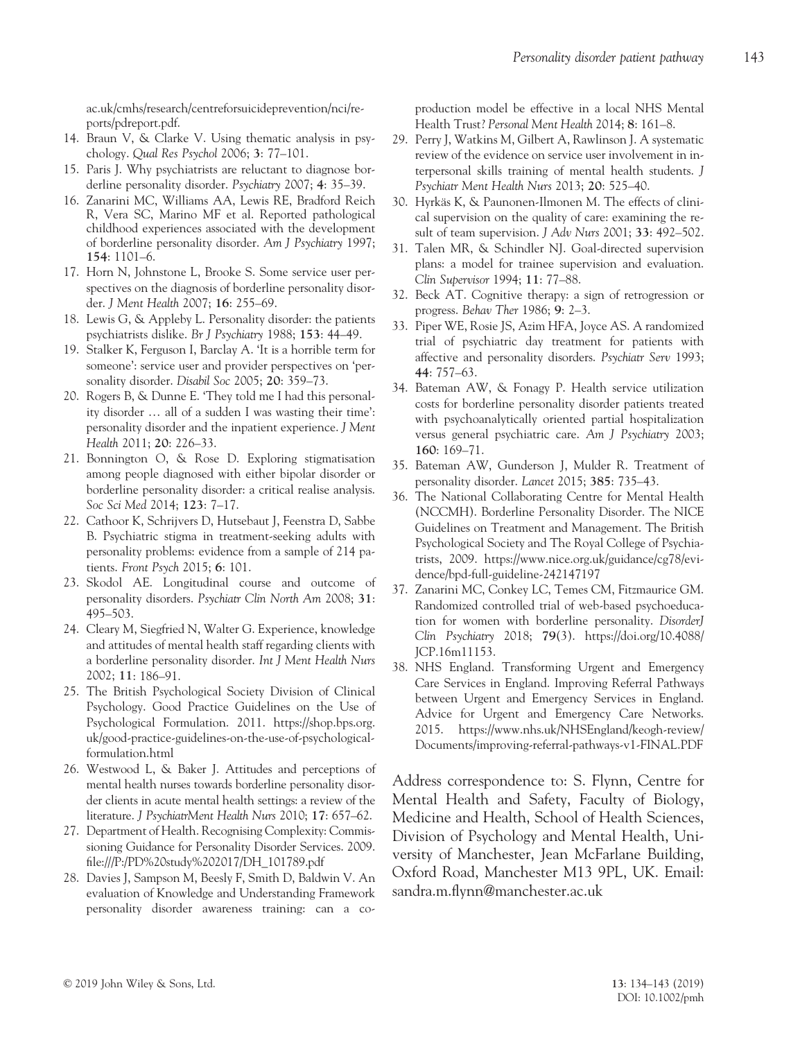ac.uk/cmhs/research/centreforsuicideprevention/nci/reports/pdreport.pdf.

14. Braun V, & Clarke V. Using thematic analysis in psychology. *Qual Res Psychol* 2006; **3**: 77–101.
15. Paris J. Why psychiatrists are reluctant to diagnose borderline personality disorder. *Psychiatry* 2007; **4**: 35–39.
16. Zanarini MC, Williams AA, Lewis RE, Bradford Reich R, Vera SC, Marino MF et al. Reported pathological childhood experiences associated with the development of borderline personality disorder. *Am J Psychiatry* 1997; **154**: 1101–6.
17. Horn N, Johnstone L, Brooke S. Some service user perspectives on the diagnosis of borderline personality disorder. *J Ment Health* 2007; **16**: 255–69.
18. Lewis G, & Appleby L. Personality disorder: the patients psychiatrists dislike. *Br J Psychiatry* 1988; **153**: 44–49.
19. Stalker K, Ferguson I, Barclay A. 'It is a horrible term for someone': service user and provider perspectives on 'personality disorder. *Disabil Soc* 2005; **20**: 359–73.
20. Rogers B, & Dunne E. 'They told me I had this personality disorder … all of a sudden I was wasting their time': personality disorder and the inpatient experience. *J Ment Health* 2011; **20**: 226–33.
21. Bonnington O, & Rose D. Exploring stigmatisation among people diagnosed with either bipolar disorder or borderline personality disorder: a critical realise analysis. *Soc Sci Med* 2014; **123**: 7–17.
22. Cathoor K, Schrijvers D, Hutsebaut J, Feenstra D, Sabbe B. Psychiatric stigma in treatment-seeking adults with personality problems: evidence from a sample of 214 patients. *Front Psych* 2015; **6**: 101.
23. Skodol AE. Longitudinal course and outcome of personality disorders. *Psychiatr Clin North Am* 2008; **31**: 495–503.
24. Cleary M, Siegfried N, Walter G. Experience, knowledge and attitudes of mental health staff regarding clients with a borderline personality disorder. *Int J Ment Health Nurs* 2002; **11**: 186–91.
25. The British Psychological Society Division of Clinical Psychology. Good Practice Guidelines on the Use of Psychological Formulation. 2011. https://shop.bps.org.uk/good-practice-guidelines-on-the-use-of-psychological-formulation.html
26. Westwood L, & Baker J. Attitudes and perceptions of mental health nurses towards borderline personality disorder clients in acute mental health settings: a review of the literature. *J PsychiatrMent Health Nurs* 2010; **17**: 657–62.
27. Department of Health. Recognising Complexity: Commissioning Guidance for Personality Disorder Services. 2009. file:///P:/PD%20study%202017/DH_101789.pdf
28. Davies J, Sampson M, Beesly F, Smith D, Baldwin V. An evaluation of Knowledge and Understanding Framework personality disorder awareness training: can a co-production model be effective in a local NHS Mental Health Trust? *Personal Ment Health* 2014; **8**: 161–8.
29. Perry J, Watkins M, Gilbert A, Rawlinson J. A systematic review of the evidence on service user involvement in interpersonal skills training of mental health students. *J Psychiatr Ment Health Nurs* 2013; **20**: 525–40.
30. Hyrkäs K, & Paunonen-Ilmonen M. The effects of clinical supervision on the quality of care: examining the result of team supervision. *J Adv Nurs* 2001; **33**: 492–502.
31. Talen MR, & Schindler NJ. Goal-directed supervision plans: a model for trainee supervision and evaluation. *Clin Supervisor* 1994; **11**: 77–88.
32. Beck AT. Cognitive therapy: a sign of retrogression or progress. *Behav Ther* 1986; **9**: 2–3.
33. Piper WE, Rosie JS, Azim HFA, Joyce AS. A randomized trial of psychiatric day treatment for patients with affective and personality disorders. *Psychiatr Serv* 1993; **44**: 757–63.
34. Bateman AW, & Fonagy P. Health service utilization costs for borderline personality disorder patients treated with psychoanalytically oriented partial hospitalization versus general psychiatric care. *Am J Psychiatry* 2003; **160**: 169–71.
35. Bateman AW, Gunderson J, Mulder R. Treatment of personality disorder. *Lancet* 2015; **385**: 735–43.
36. The National Collaborating Centre for Mental Health (NCCMH). Borderline Personality Disorder. The NICE Guidelines on Treatment and Management. The British Psychological Society and The Royal College of Psychiatrists, 2009. https://www.nice.org.uk/guidance/cg78/evidence/bpd-full-guideline-242147197
37. Zanarini MC, Conkey LC, Temes CM, Fitzmaurice GM. Randomized controlled trial of web-based psychoeducation for women with borderline personality. *DisorderJ Clin Psychiatry* 2018; **79**(3). https://doi.org/10.4088/JCP.16m11153.
38. NHS England. Transforming Urgent and Emergency Care Services in England. Improving Referral Pathways between Urgent and Emergency Services in England. Advice for Urgent and Emergency Care Networks. 2015. https://www.nhs.uk/NHSEngland/keogh-review/Documents/improving-referral-pathways-v1-FINAL.PDF

Address correspondence to: S. Flynn, Centre for Mental Health and Safety, Faculty of Biology, Medicine and Health, School of Health Sciences, Division of Psychology and Mental Health, University of Manchester, Jean McFarlane Building, Oxford Road, Manchester M13 9PL, UK. Email: sandra.m.flynn@manchester.ac.uk